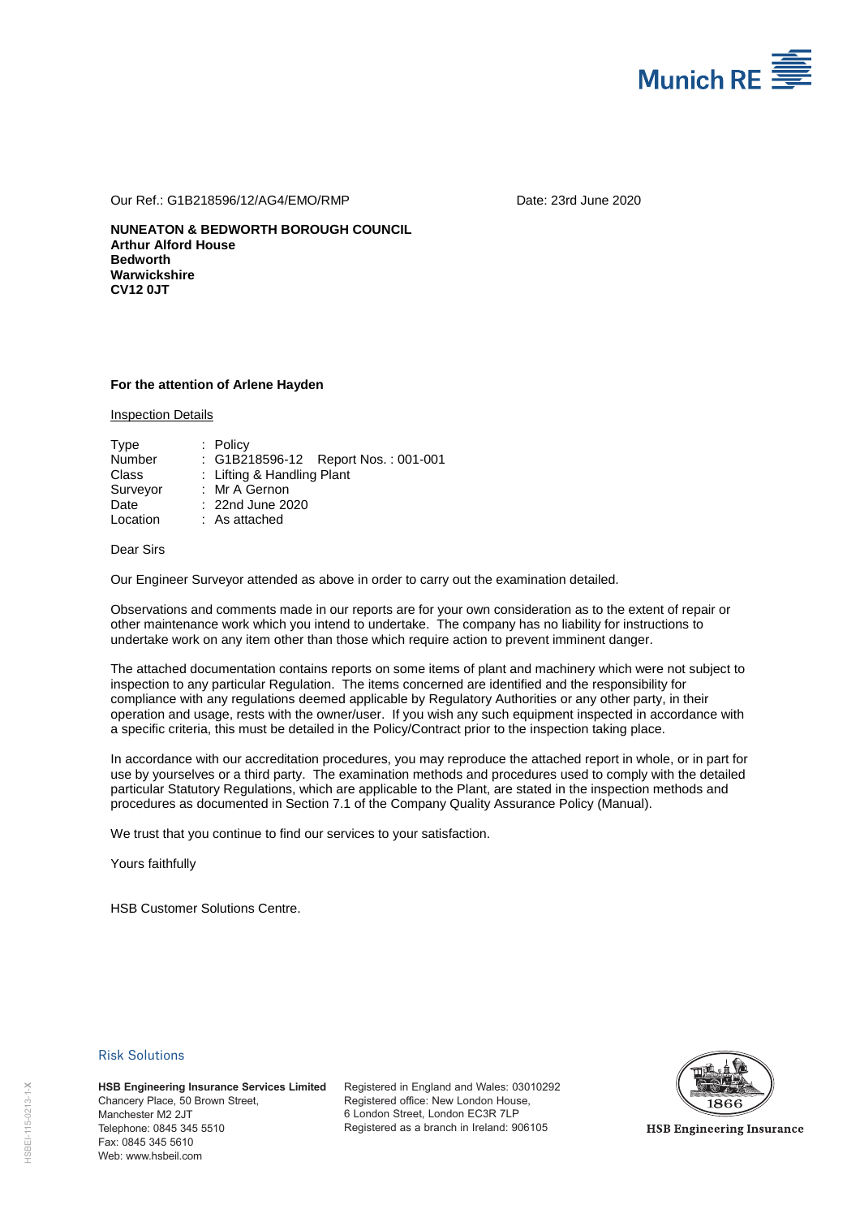Munich RE

Our Ref.: G1B218596/12/AG4/EMO/RMP

Date: 23rd June 2020

**NUNEATON & BEDWORTH BOROUGH COUNCIL**
**Arthur Alford House**
**Bedworth**
**Warwickshire**
**CV12 0JT**

**For the attention of Arlene Hayden**

Inspection Details

| | |
|---|---|
| Type | : Policy |
| Number | : G1B218596-12 Report Nos. : 001-001 |
| Class | : Lifting & Handling Plant |
| Surveyor | : Mr A Gernon |
| Date | : 22nd June 2020 |
| Location | : As attached |

Dear Sirs

Our Engineer Surveyor attended as above in order to carry out the examination detailed.

Observations and comments made in our reports are for your own consideration as to the extent of repair or other maintenance work which you intend to undertake. The company has no liability for instructions to undertake work on any item other than those which require action to prevent imminent danger.

The attached documentation contains reports on some items of plant and machinery which were not subject to inspection to any particular Regulation. The items concerned are identified and the responsibility for compliance with any regulations deemed applicable by Regulatory Authorities or any other party, in their operation and usage, rests with the owner/user. If you wish any such equipment inspected in accordance with a specific criteria, this must be detailed in the Policy/Contract prior to the inspection taking place.

In accordance with our accreditation procedures, you may reproduce the attached report in whole, or in part for use by yourselves or a third party. The examination methods and procedures used to comply with the detailed particular Statutory Regulations, which are applicable to the Plant, are stated in the inspection methods and procedures as documented in Section 7.1 of the Company Quality Assurance Policy (Manual).

We trust that you continue to find our services to your satisfaction.

Yours faithfully

HSB Customer Solutions Centre.

Risk Solutions

**HSB Engineering Insurance Services Limited**
Chancery Place, 50 Brown Street,
Manchester M2 2JT
Telephone: 0845 345 5510
Fax: 0845 345 5610
Web: www.hsbeil.com

Registered in England and Wales: 03010292
Registered office: New London House,
6 London Street, London EC3R 7LP
Registered as a branch in Ireland: 906105

1866
HSB Engineering Insurance

HSBEI-115-0213-1-X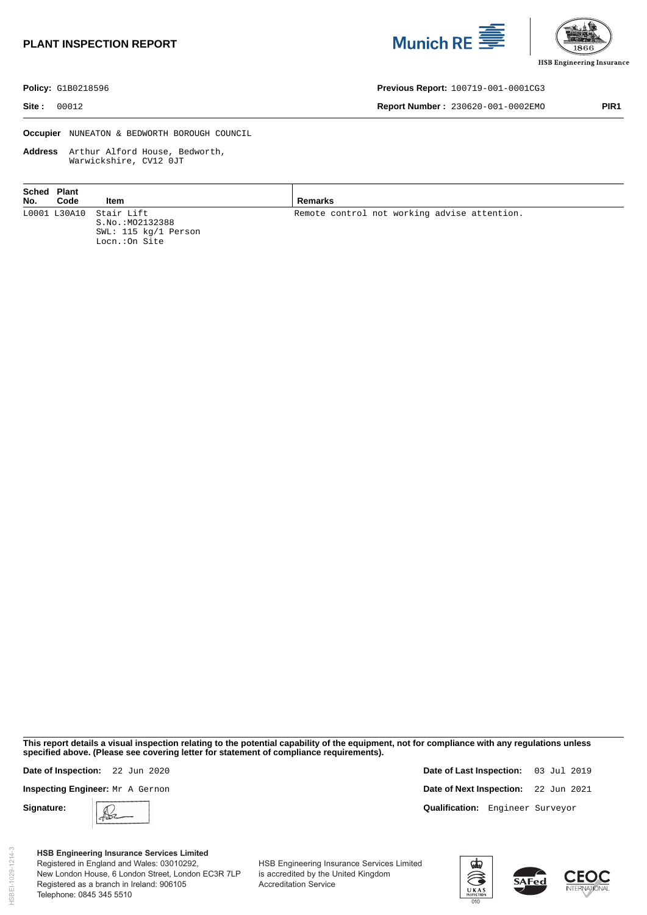# PLANT INSPECTION REPORT

**Policy:** G1B0218596

**Site :** 00012

**Previous Report:** 100719-001-0001CG3

**Report Number :** 230620-001-0002EMO **PIR1**

**Occupier** NUNEATON & BEDWORTH BOROUGH COUNCIL

**Address** Arthur Alford House, Bedworth,
Warwickshire, CV12 0JT

| Sched No. | Plant Code | Item | Remarks |
|---|---|---|---|
| L0001 | L30A10 | Stair Lift<br>S.No.:MO2132388<br>SWL: 115 kg/1 Person<br>Locn.:On Site | Remote control not working advise attention. |

**This report details a visual inspection relating to the potential capability of the equipment, not for compliance with any regulations unless specified above. (Please see covering letter for statement of compliance requirements).**

**Date of Inspection:** 22 Jun 2020

**Inspecting Engineer:** Mr A Gernon

**Signature:**

**Date of Last Inspection:** 03 Jul 2019

**Date of Next Inspection:** 22 Jun 2021

**Qualification:** Engineer Surveyor

**HSB Engineering Insurance Services Limited**
Registered in England and Wales: 03010292,
New London House, 6 London Street, London EC3R 7LP
Registered as a branch in Ireland: 906105
Telephone: 0845 345 5510

HSB Engineering Insurance Services Limited is accredited by the United Kingdom Accreditation Service

HSBEI-1029-1214-3